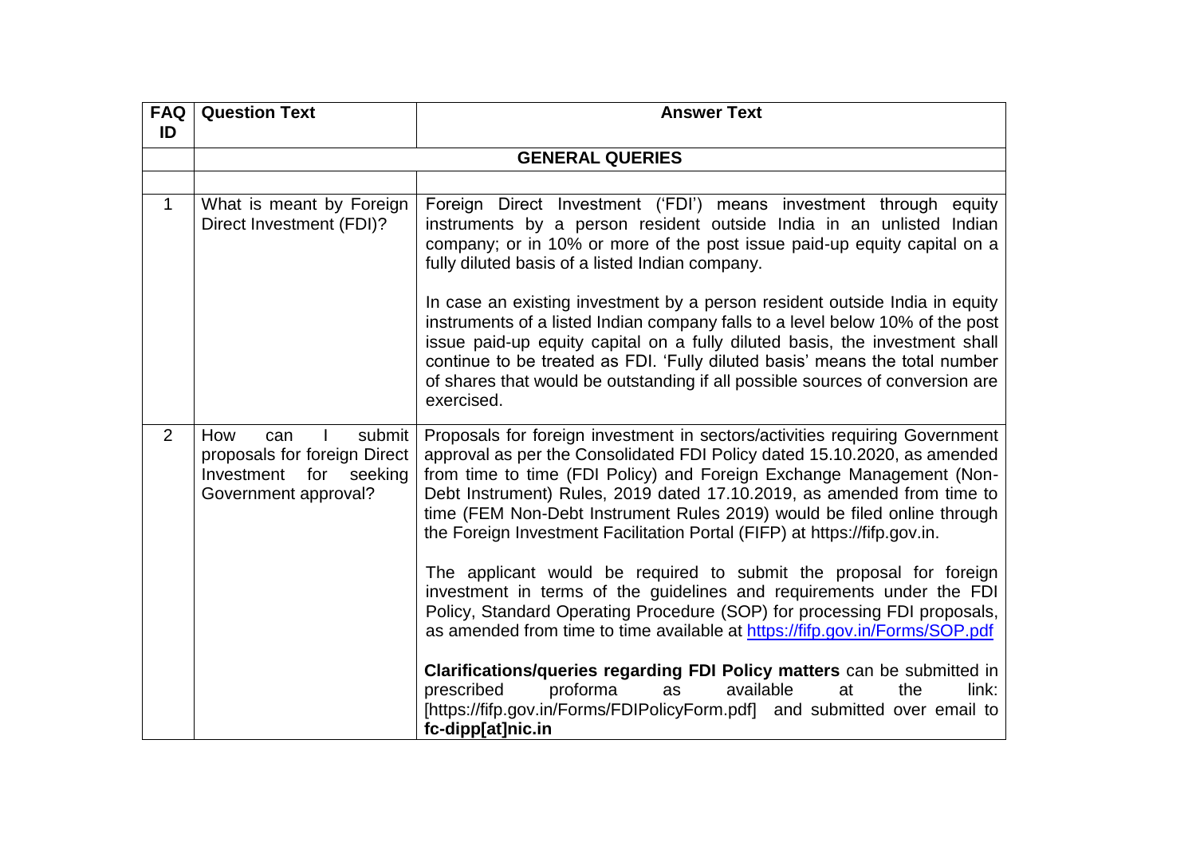| FAQ ID | Question Text | Answer Text |
|---|---|---|
| | **GENERAL QUERIES** | |
| | | |
| 1 | What is meant by Foreign Direct Investment (FDI)? | Foreign Direct Investment ('FDI') means investment through equity instruments by a person resident outside India in an unlisted Indian company; or in 10% or more of the post issue paid-up equity capital on a fully diluted basis of a listed Indian company.<br><br>In case an existing investment by a person resident outside India in equity instruments of a listed Indian company falls to a level below 10% of the post issue paid-up equity capital on a fully diluted basis, the investment shall continue to be treated as FDI. 'Fully diluted basis' means the total number of shares that would be outstanding if all possible sources of conversion are exercised. |
| 2 | How can I submit proposals for foreign Direct Investment for seeking Government approval? | Proposals for foreign investment in sectors/activities requiring Government approval as per the Consolidated FDI Policy dated 15.10.2020, as amended from time to time (FDI Policy) and Foreign Exchange Management (Non-Debt Instrument) Rules, 2019 dated 17.10.2019, as amended from time to time (FEM Non-Debt Instrument Rules 2019) would be filed online through the Foreign Investment Facilitation Portal (FIFP) at https://fifp.gov.in.<br><br>The applicant would be required to submit the proposal for foreign investment in terms of the guidelines and requirements under the FDI Policy, Standard Operating Procedure (SOP) for processing FDI proposals, as amended from time to time available at https://fifp.gov.in/Forms/SOP.pdf<br><br>**Clarifications/queries regarding FDI Policy matters** can be submitted in prescribed proforma as available at the link: [https://fifp.gov.in/Forms/FDIPolicyForm.pdf] and submitted over email to **fc-dipp[at]nic.in** |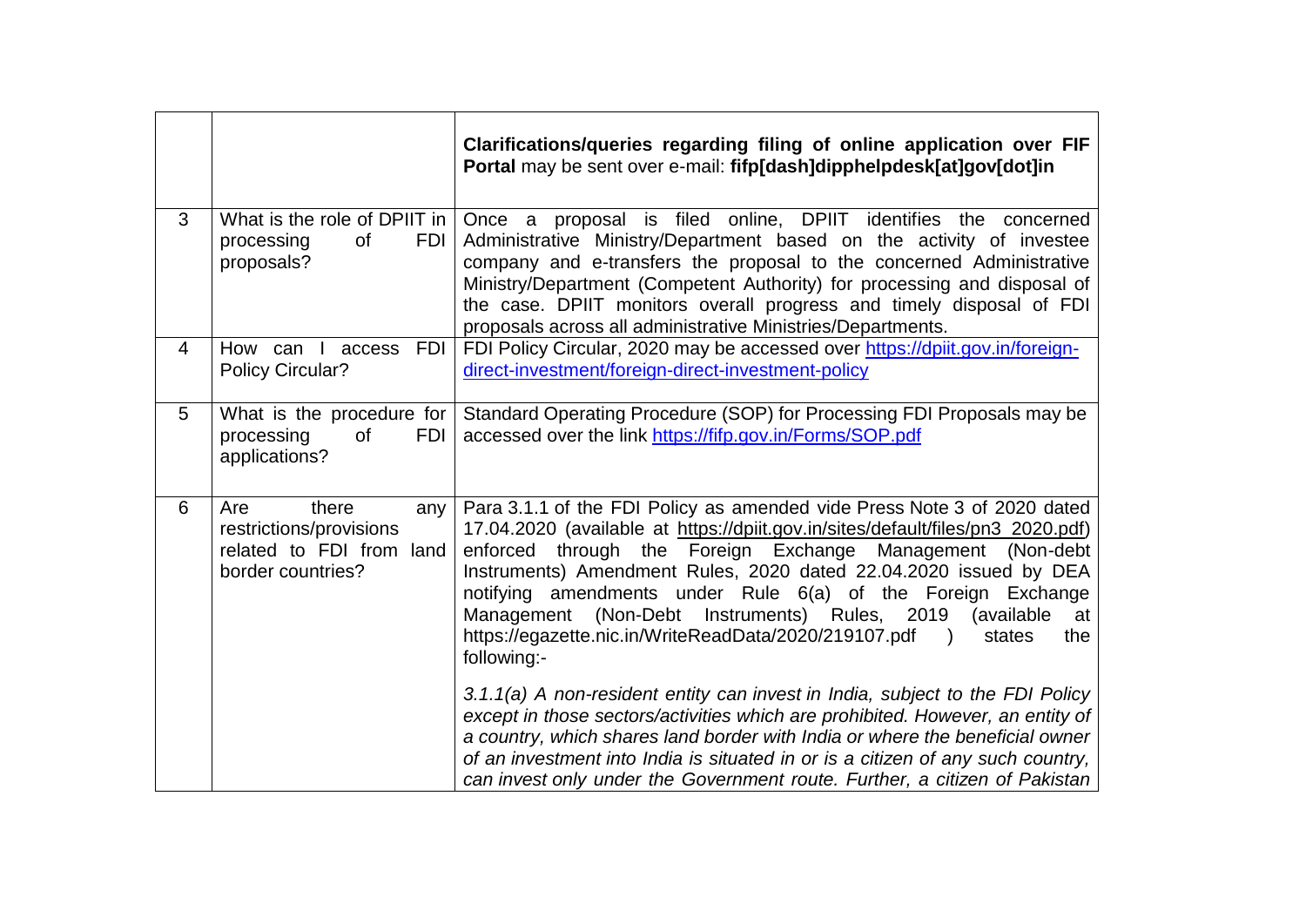| | | |
|---|---|---|
| | | **Clarifications/queries regarding filing of online application over FIF Portal** may be sent over e-mail: **fifp[dash]dipphelpdesk[at]gov[dot]in** |
| 3 | What is the role of DPIIT in processing of FDI proposals? | Once a proposal is filed online, DPIIT identifies the concerned Administrative Ministry/Department based on the activity of investee company and e-transfers the proposal to the concerned Administrative Ministry/Department (Competent Authority) for processing and disposal of the case. DPIIT monitors overall progress and timely disposal of FDI proposals across all administrative Ministries/Departments. |
| 4 | How can I access FDI Policy Circular? | FDI Policy Circular, 2020 may be accessed over https://dpiit.gov.in/foreign-direct-investment/foreign-direct-investment-policy |
| 5 | What is the procedure for processing of FDI applications? | Standard Operating Procedure (SOP) for Processing FDI Proposals may be accessed over the link https://fifp.gov.in/Forms/SOP.pdf |
| 6 | Are there any restrictions/provisions related to FDI from land border countries? | Para 3.1.1 of the FDI Policy as amended vide Press Note 3 of 2020 dated 17.04.2020 (available at https://dpiit.gov.in/sites/default/files/pn3_2020.pdf) enforced through the Foreign Exchange Management (Non-debt Instruments) Amendment Rules, 2020 dated 22.04.2020 issued by DEA notifying amendments under Rule 6(a) of the Foreign Exchange Management (Non-Debt Instruments) Rules, 2019 (available at https://egazette.nic.in/WriteReadData/2020/219107.pdf ) states the following:- <br><br> *3.1.1(a) A non-resident entity can invest in India, subject to the FDI Policy except in those sectors/activities which are prohibited. However, an entity of a country, which shares land border with India or where the beneficial owner of an investment into India is situated in or is a citizen of any such country, can invest only under the Government route. Further, a citizen of Pakistan* |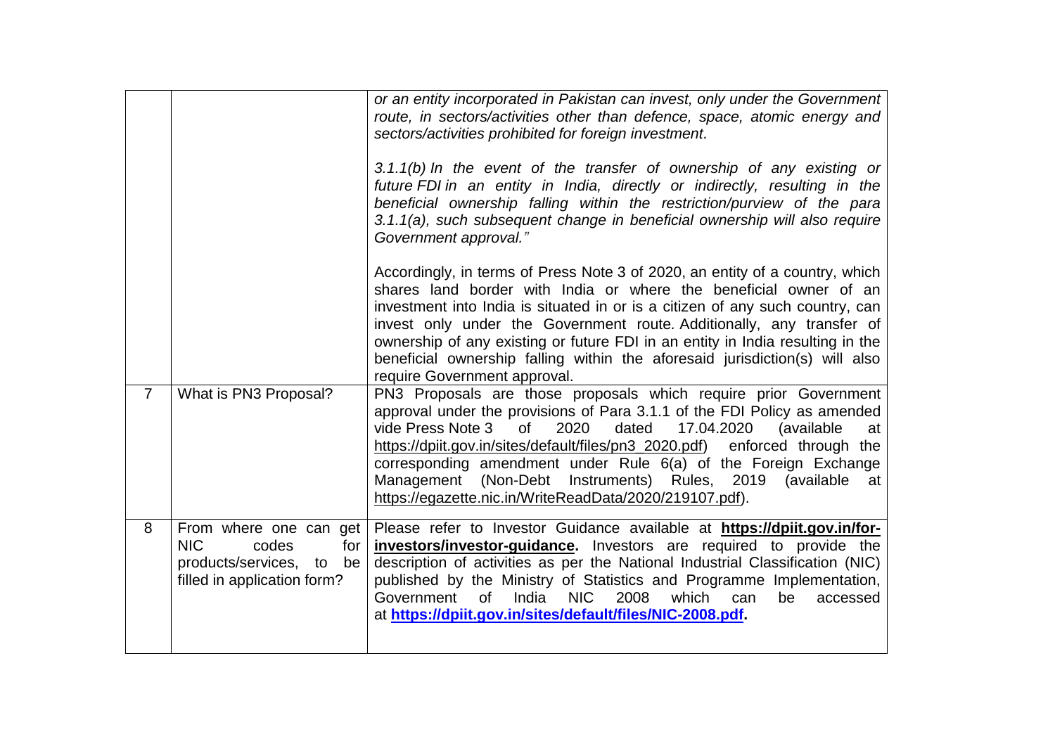| | | |
|---|---|---|
| | | *or an entity incorporated in Pakistan can invest, only under the Government route, in sectors/activities other than defence, space, atomic energy and sectors/activities prohibited for foreign investment.*<br><br>*3.1.1(b) In the event of the transfer of ownership of any existing or future FDI in an entity in India, directly or indirectly, resulting in the beneficial ownership falling within the restriction/purview of the para 3.1.1(a), such subsequent change in beneficial ownership will also require Government approval."*<br><br>Accordingly, in terms of Press Note 3 of 2020, an entity of a country, which shares land border with India or where the beneficial owner of an investment into India is situated in or is a citizen of any such country, can invest only under the Government route. Additionally, any transfer of ownership of any existing or future FDI in an entity in India resulting in the beneficial ownership falling within the aforesaid jurisdiction(s) will also require Government approval. |
| 7 | What is PN3 Proposal? | PN3 Proposals are those proposals which require prior Government approval under the provisions of Para 3.1.1 of the FDI Policy as amended vide Press Note 3 of 2020 dated 17.04.2020 (available at https://dpiit.gov.in/sites/default/files/pn3_2020.pdf) enforced through the corresponding amendment under Rule 6(a) of the Foreign Exchange Management (Non-Debt Instruments) Rules, 2019 (available at https://egazette.nic.in/WriteReadData/2020/219107.pdf). |
| 8 | From where one can get NIC codes for products/services, to be filled in application form? | Please refer to Investor Guidance available at **https://dpiit.gov.in/for-investors/investor-guidance.** Investors are required to provide the description of activities as per the National Industrial Classification (NIC) published by the Ministry of Statistics and Programme Implementation, Government of India NIC 2008 which can be accessed at **https://dpiit.gov.in/sites/default/files/NIC-2008.pdf.** |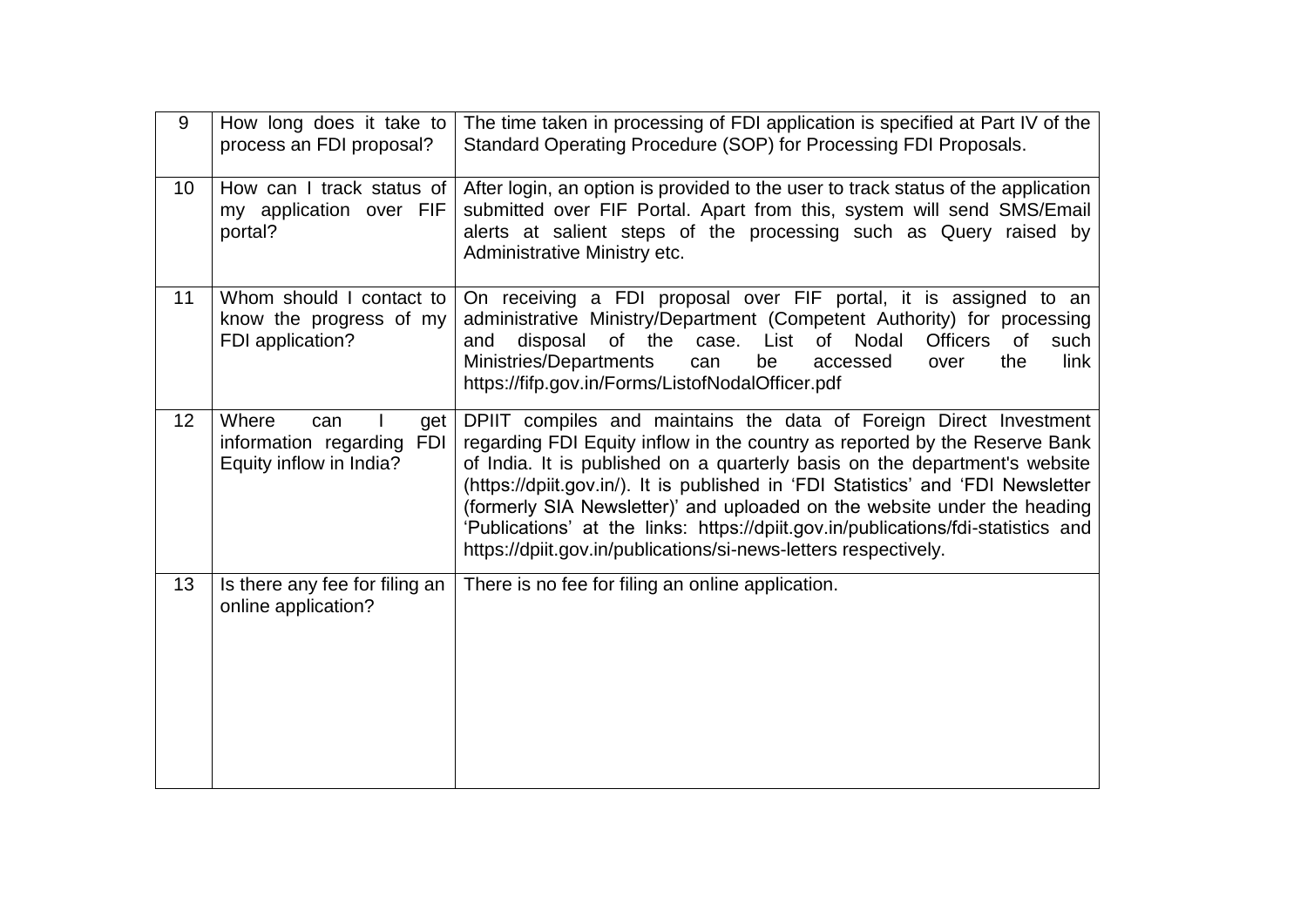| | | |
|---|---|---|
| 9 | How long does it take to process an FDI proposal? | The time taken in processing of FDI application is specified at Part IV of the Standard Operating Procedure (SOP) for Processing FDI Proposals. |
| 10 | How can I track status of my application over FIF portal? | After login, an option is provided to the user to track status of the application submitted over FIF Portal. Apart from this, system will send SMS/Email alerts at salient steps of the processing such as Query raised by Administrative Ministry etc. |
| 11 | Whom should I contact to know the progress of my FDI application? | On receiving a FDI proposal over FIF portal, it is assigned to an administrative Ministry/Department (Competent Authority) for processing and disposal of the case. List of Nodal Officers of such Ministries/Departments can be accessed over the link https://fifp.gov.in/Forms/ListofNodalOfficer.pdf |
| 12 | Where can I get information regarding FDI Equity inflow in India? | DPIIT compiles and maintains the data of Foreign Direct Investment regarding FDI Equity inflow in the country as reported by the Reserve Bank of India. It is published on a quarterly basis on the department's website (https://dpiit.gov.in/). It is published in 'FDI Statistics' and 'FDI Newsletter (formerly SIA Newsletter)' and uploaded on the website under the heading 'Publications' at the links: https://dpiit.gov.in/publications/fdi-statistics and https://dpiit.gov.in/publications/si-news-letters respectively. |
| 13 | Is there any fee for filing an online application? | There is no fee for filing an online application. |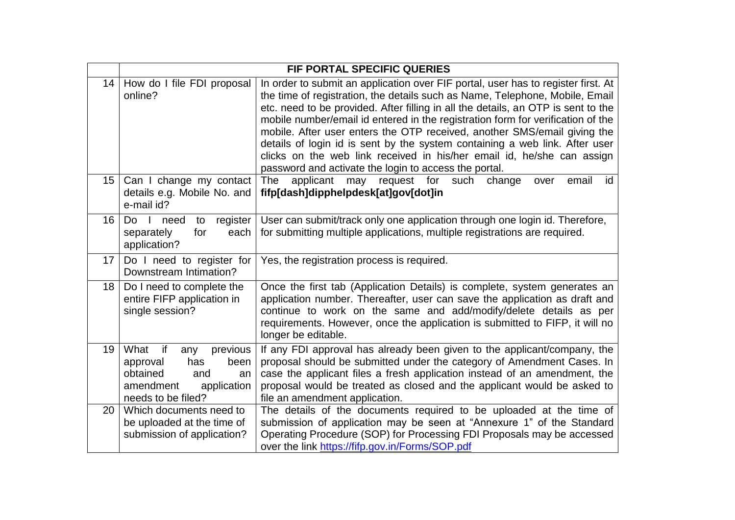| | FIF PORTAL SPECIFIC QUERIES | |
|---|---|---|
| 14 | How do I file FDI proposal online? | In order to submit an application over FIF portal, user has to register first. At the time of registration, the details such as Name, Telephone, Mobile, Email etc. need to be provided. After filling in all the details, an OTP is sent to the mobile number/email id entered in the registration form for verification of the mobile. After user enters the OTP received, another SMS/email giving the details of login id is sent by the system containing a web link. After user clicks on the web link received in his/her email id, he/she can assign password and activate the login to access the portal. |
| 15 | Can I change my contact details e.g. Mobile No. and e-mail id? | The applicant may request for such change over email id **fifp[dash]dipphelpdesk[at]gov[dot]in** |
| 16 | Do I need to register separately for each application? | User can submit/track only one application through one login id. Therefore, for submitting multiple applications, multiple registrations are required. |
| 17 | Do I need to register for Downstream Intimation? | Yes, the registration process is required. |
| 18 | Do I need to complete the entire FIFP application in single session? | Once the first tab (Application Details) is complete, system generates an application number. Thereafter, user can save the application as draft and continue to work on the same and add/modify/delete details as per requirements. However, once the application is submitted to FIFP, it will no longer be editable. |
| 19 | What if any previous approval has been obtained and an amendment application needs to be filed? | If any FDI approval has already been given to the applicant/company, the proposal should be submitted under the category of Amendment Cases. In case the applicant files a fresh application instead of an amendment, the proposal would be treated as closed and the applicant would be asked to file an amendment application. |
| 20 | Which documents need to be uploaded at the time of submission of application? | The details of the documents required to be uploaded at the time of submission of application may be seen at "Annexure 1" of the Standard Operating Procedure (SOP) for Processing FDI Proposals may be accessed over the link https://fifp.gov.in/Forms/SOP.pdf |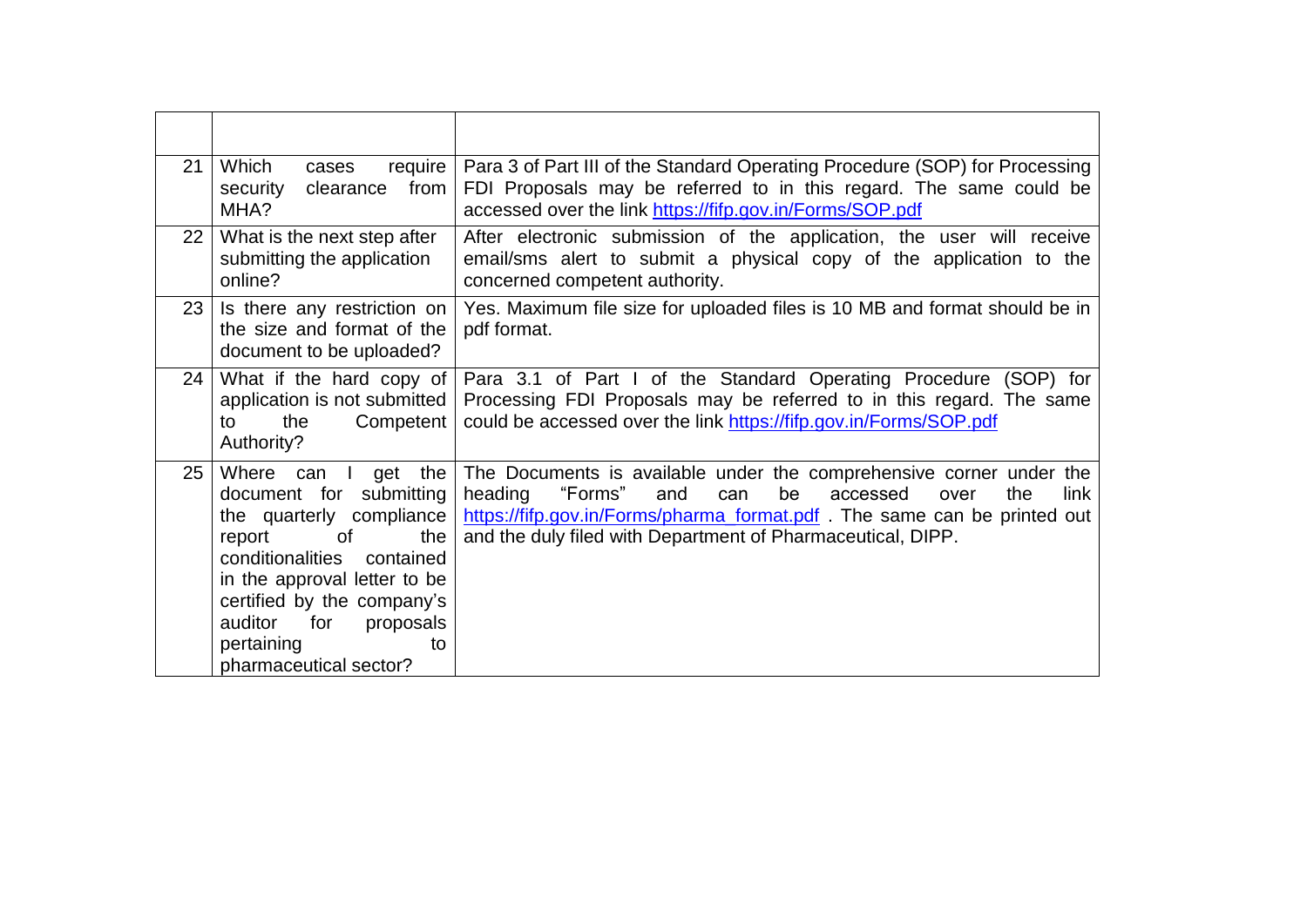| | | |
|---|---|---|
| 21 | Which cases require security clearance from MHA? | Para 3 of Part III of the Standard Operating Procedure (SOP) for Processing FDI Proposals may be referred to in this regard. The same could be accessed over the link https://fifp.gov.in/Forms/SOP.pdf |
| 22 | What is the next step after submitting the application online? | After electronic submission of the application, the user will receive email/sms alert to submit a physical copy of the application to the concerned competent authority. |
| 23 | Is there any restriction on the size and format of the document to be uploaded? | Yes. Maximum file size for uploaded files is 10 MB and format should be in pdf format. |
| 24 | What if the hard copy of application is not submitted to the Competent Authority? | Para 3.1 of Part I of the Standard Operating Procedure (SOP) for Processing FDI Proposals may be referred to in this regard. The same could be accessed over the link https://fifp.gov.in/Forms/SOP.pdf |
| 25 | Where can I get the document for submitting the quarterly compliance report of the conditionalities contained in the approval letter to be certified by the company's auditor for proposals pertaining to pharmaceutical sector? | The Documents is available under the comprehensive corner under the heading "Forms" and can be accessed over the link https://fifp.gov.in/Forms/pharma_format.pdf . The same can be printed out and the duly filed with Department of Pharmaceutical, DIPP. |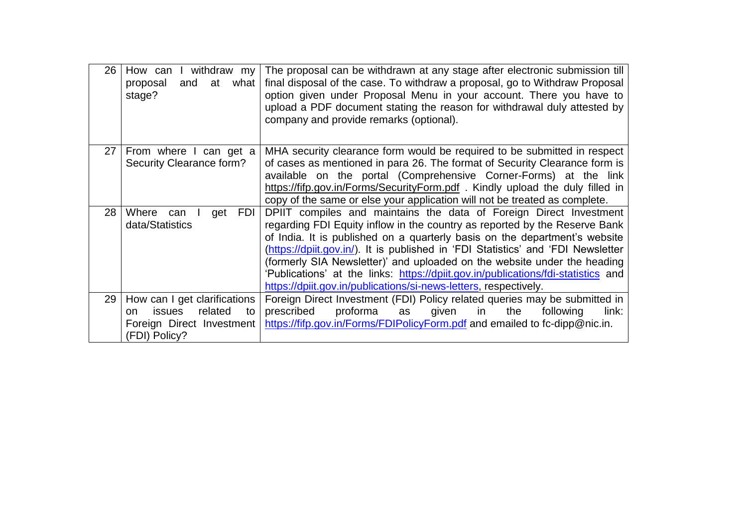| | | |
|---|---|---|
| 26 | How can I withdraw my proposal and at what stage? | The proposal can be withdrawn at any stage after electronic submission till final disposal of the case. To withdraw a proposal, go to Withdraw Proposal option given under Proposal Menu in your account. There you have to upload a PDF document stating the reason for withdrawal duly attested by company and provide remarks (optional). |
| 27 | From where I can get a Security Clearance form? | MHA security clearance form would be required to be submitted in respect of cases as mentioned in para 26. The format of Security Clearance form is available on the portal (Comprehensive Corner-Forms) at the link https://fifp.gov.in/Forms/SecurityForm.pdf . Kindly upload the duly filled in copy of the same or else your application will not be treated as complete. |
| 28 | Where can I get FDI data/Statistics | DPIIT compiles and maintains the data of Foreign Direct Investment regarding FDI Equity inflow in the country as reported by the Reserve Bank of India. It is published on a quarterly basis on the department's website (https://dpiit.gov.in/). It is published in 'FDI Statistics' and 'FDI Newsletter (formerly SIA Newsletter)' and uploaded on the website under the heading 'Publications' at the links: https://dpiit.gov.in/publications/fdi-statistics and https://dpiit.gov.in/publications/si-news-letters, respectively. |
| 29 | How can I get clarifications on issues related to Foreign Direct Investment (FDI) Policy? | Foreign Direct Investment (FDI) Policy related queries may be submitted in prescribed proforma as given in the following link: https://fifp.gov.in/Forms/FDIPolicyForm.pdf and emailed to fc-dipp@nic.in. |